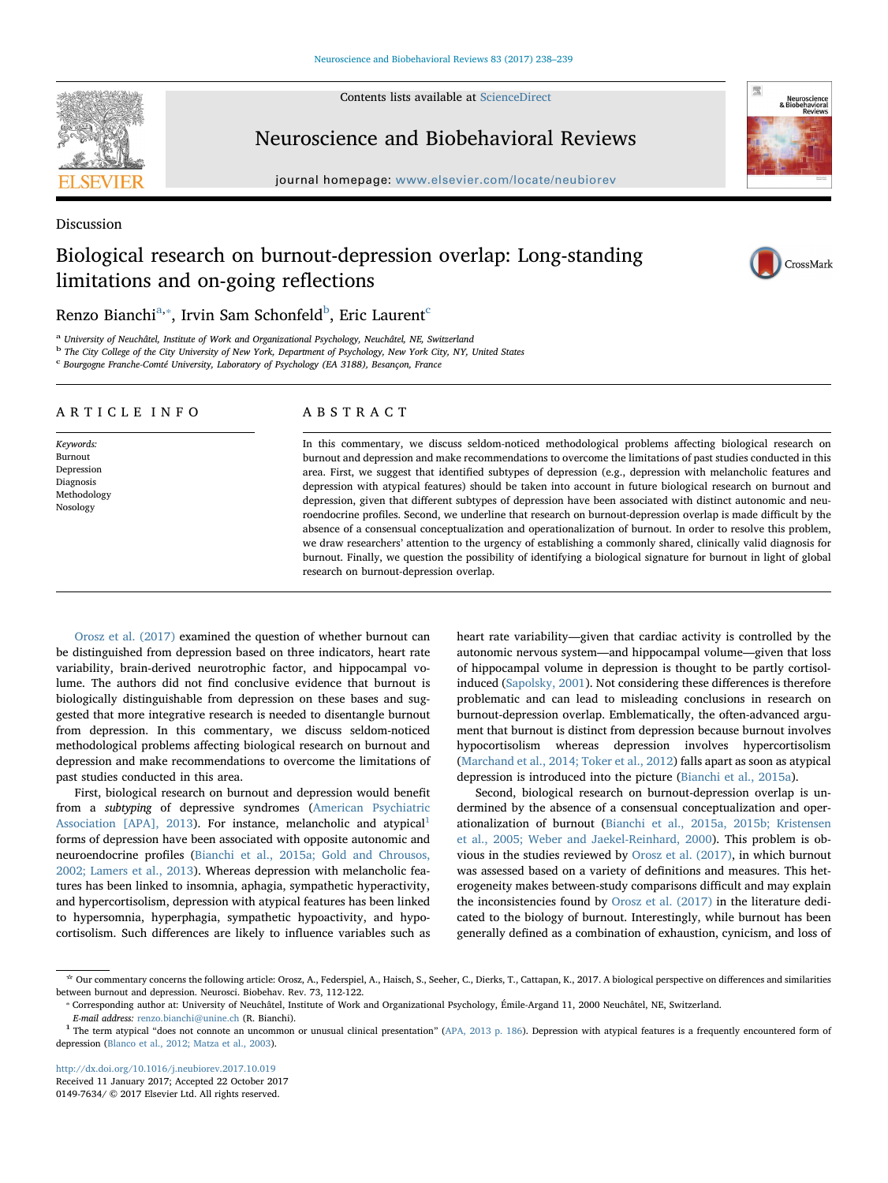Discussion

# Biological research on burnout-depression overlap: Long-standing limitations and on-going reflections

Renzo Bianchi[a,*], Irvin Sam Schonfeld[b], Eric Laurent[c]

[a] University of Neuchâtel, Institute of Work and Organizational Psychology, Neuchâtel, NE, Switzerland
[b] The City College of the City University of New York, Department of Psychology, New York City, NY, United States
[c] Bourgogne Franche-Comté University, Laboratory of Psychology (EA 3188), Besançon, France

## ARTICLE INFO

*Keywords:*
Burnout
Depression
Diagnosis
Methodology
Nosology

## ABSTRACT

In this commentary, we discuss seldom-noticed methodological problems affecting biological research on burnout and depression and make recommendations to overcome the limitations of past studies conducted in this area. First, we suggest that identified subtypes of depression (e.g., depression with melancholic features and depression with atypical features) should be taken into account in future biological research on burnout and depression, given that different subtypes of depression have been associated with distinct autonomic and neuroendocrine profiles. Second, we underline that research on burnout-depression overlap is made difficult by the absence of a consensual conceptualization and operationalization of burnout. In order to resolve this problem, we draw researchers' attention to the urgency of establishing a commonly shared, clinically valid diagnosis for burnout. Finally, we question the possibility of identifying a biological signature for burnout in light of global research on burnout-depression overlap.

Orosz et al. (2017) examined the question of whether burnout can be distinguished from depression based on three indicators, heart rate variability, brain-derived neurotrophic factor, and hippocampal volume. The authors did not find conclusive evidence that burnout is biologically distinguishable from depression on these bases and suggested that more integrative research is needed to disentangle burnout from depression. In this commentary, we discuss seldom-noticed methodological problems affecting biological research on burnout and depression and make recommendations to overcome the limitations of past studies conducted in this area.

First, biological research on burnout and depression would benefit from a *subtyping* of depressive syndromes (American Psychiatric Association [APA], 2013). For instance, melancholic and atypical[1] forms of depression have been associated with opposite autonomic and neuroendocrine profiles (Bianchi et al., 2015a; Gold and Chrousos, 2002; Lamers et al., 2013). Whereas depression with melancholic features has been linked to insomnia, aphagia, sympathetic hyperactivity, and hypercortisolism, depression with atypical features has been linked to hypersomnia, hyperphagia, sympathetic hypoactivity, and hypocortisolism. Such differences are likely to influence variables such as heart rate variability—given that cardiac activity is controlled by the autonomic nervous system—and hippocampal volume—given that loss of hippocampal volume in depression is thought to be partly cortisol-induced (Sapolsky, 2001). Not considering these differences is therefore problematic and can lead to misleading conclusions in research on burnout-depression overlap. Emblematically, the often-advanced argument that burnout is distinct from depression because burnout involves hypocortisolism whereas depression involves hypercortisolism (Marchand et al., 2014; Toker et al., 2012) falls apart as soon as atypical depression is introduced into the picture (Bianchi et al., 2015a).

Second, biological research on burnout-depression overlap is undermined by the absence of a consensual conceptualization and operationalization of burnout (Bianchi et al., 2015a, 2015b; Kristensen et al., 2005; Weber and Jaekel-Reinhard, 2000). This problem is obvious in the studies reviewed by Orosz et al. (2017), in which burnout was assessed based on a variety of definitions and measures. This heterogeneity makes between-study comparisons difficult and may explain the inconsistencies found by Orosz et al. (2017) in the literature dedicated to the biology of burnout. Interestingly, while burnout has been generally defined as a combination of exhaustion, cynicism, and loss of

☆ Our commentary concerns the following article: Orosz, A., Federspiel, A., Haisch, S., Seeher, C., Dierks, T., Cattapan, K., 2017. A biological perspective on differences and similarities between burnout and depression. Neurosci. Biobehav. Rev. 73, 112-122.
* Corresponding author at: University of Neuchâtel, Institute of Work and Organizational Psychology, Émile-Argand 11, 2000 Neuchâtel, NE, Switzerland.
E-mail address: renzo.bianchi@unine.ch (R. Bianchi).
[1] The term atypical "does not connote an uncommon or unusual clinical presentation" (APA, 2013 p. 186). Depression with atypical features is a frequently encountered form of depression (Blanco et al., 2012; Matza et al., 2003).

http://dx.doi.org/10.1016/j.neubiorev.2017.10.019
Received 11 January 2017; Accepted 22 October 2017
0149-7634/ © 2017 Elsevier Ltd. All rights reserved.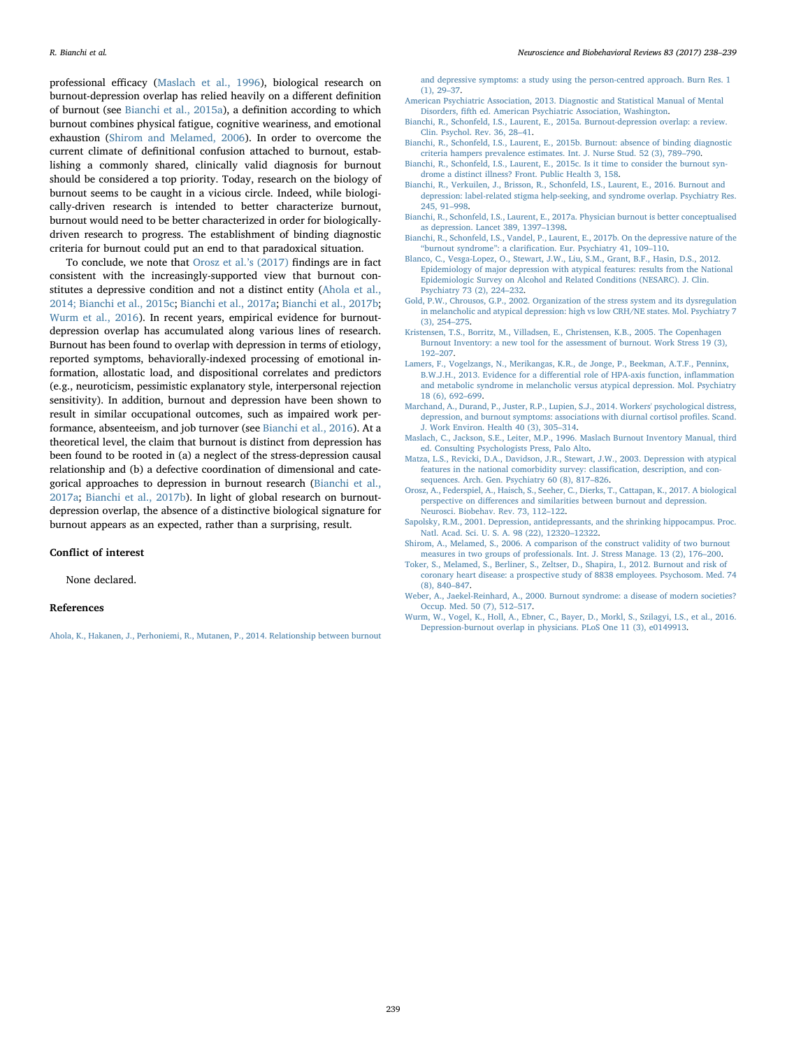professional efficacy (Maslach et al., 1996), biological research on burnout-depression overlap has relied heavily on a different definition of burnout (see Bianchi et al., 2015a), a definition according to which burnout combines physical fatigue, cognitive weariness, and emotional exhaustion (Shirom and Melamed, 2006). In order to overcome the current climate of definitional confusion attached to burnout, establishing a commonly shared, clinically valid diagnosis for burnout should be considered a top priority. Today, research on the biology of burnout seems to be caught in a vicious circle. Indeed, while biologically-driven research is intended to better characterize burnout, burnout would need to be better characterized in order for biologically-driven research to progress. The establishment of binding diagnostic criteria for burnout could put an end to that paradoxical situation.

To conclude, we note that Orosz et al.'s (2017) findings are in fact consistent with the increasingly-supported view that burnout constitutes a depressive condition and not a distinct entity (Ahola et al., 2014; Bianchi et al., 2015c; Bianchi et al., 2017a; Bianchi et al., 2017b; Wurm et al., 2016). In recent years, empirical evidence for burnout-depression overlap has accumulated along various lines of research. Burnout has been found to overlap with depression in terms of etiology, reported symptoms, behaviorally-indexed processing of emotional information, allostatic load, and dispositional correlates and predictors (e.g., neuroticism, pessimistic explanatory style, interpersonal rejection sensitivity). In addition, burnout and depression have been shown to result in similar occupational outcomes, such as impaired work performance, absenteeism, and job turnover (see Bianchi et al., 2016). At a theoretical level, the claim that burnout is distinct from depression has been found to be rooted in (a) a neglect of the stress-depression causal relationship and (b) a defective coordination of dimensional and categorical approaches to depression in burnout research (Bianchi et al., 2017a; Bianchi et al., 2017b). In light of global research on burnout-depression overlap, the absence of a distinctive biological signature for burnout appears as an expected, rather than a surprising, result.

## Conflict of interest

None declared.

## References

Ahola, K., Hakanen, J., Perhoniemi, R., Mutanen, P., 2014. Relationship between burnout and depressive symptoms: a study using the person-centred approach. Burn Res. 1 (1), 29–37.

American Psychiatric Association, 2013. Diagnostic and Statistical Manual of Mental Disorders, fifth ed. American Psychiatric Association, Washington.

Bianchi, R., Schonfeld, I.S., Laurent, E., 2015a. Burnout-depression overlap: a review. Clin. Psychol. Rev. 36, 28–41.

Bianchi, R., Schonfeld, I.S., Laurent, E., 2015b. Burnout: absence of binding diagnostic criteria hampers prevalence estimates. Int. J. Nurse Stud. 52 (3), 789–790.

Bianchi, R., Schonfeld, I.S., Laurent, E., 2015c. Is it time to consider the burnout syndrome a distinct illness? Front. Public Health 3, 158.

Bianchi, R., Verkuilen, J., Brisson, R., Schonfeld, I.S., Laurent, E., 2016. Burnout and depression: label-related stigma help-seeking, and syndrome overlap. Psychiatry Res. 245, 91–998.

Bianchi, R., Schonfeld, I.S., Laurent, E., 2017a. Physician burnout is better conceptualised as depression. Lancet 389, 1397–1398.

Bianchi, R., Schonfeld, I.S., Vandel, P., Laurent, E., 2017b. On the depressive nature of the "burnout syndrome": a clarification. Eur. Psychiatry 41, 109–110.

Blanco, C., Vesga-Lopez, O., Stewart, J.W., Liu, S.M., Grant, B.F., Hasin, D.S., 2012. Epidemiology of major depression with atypical features: results from the National Epidemiologic Survey on Alcohol and Related Conditions (NESARC). J. Clin. Psychiatry 73 (2), 224–232.

Gold, P.W., Chrousos, G.P., 2002. Organization of the stress system and its dysregulation in melancholic and atypical depression: high vs low CRH/NE states. Mol. Psychiatry 7 (3), 254–275.

Kristensen, T.S., Borritz, M., Villadsen, E., Christensen, K.B., 2005. The Copenhagen Burnout Inventory: a new tool for the assessment of burnout. Work Stress 19 (3), 192–207.

Lamers, F., Vogelzangs, N., Merikangas, K.R., de Jonge, P., Beekman, A.T.F., Penninx, B.W.J.H., 2013. Evidence for a differential role of HPA-axis function, inflammation and metabolic syndrome in melancholic versus atypical depression. Mol. Psychiatry 18 (6), 692–699.

Marchand, A., Durand, P., Juster, R.P., Lupien, S.J., 2014. Workers' psychological distress, depression, and burnout symptoms: associations with diurnal cortisol profiles. Scand. J. Work Environ. Health 40 (3), 305–314.

Maslach, C., Jackson, S.E., Leiter, M.P., 1996. Maslach Burnout Inventory Manual, third ed. Consulting Psychologists Press, Palo Alto.

Matza, L.S., Revicki, D.A., Davidson, J.R., Stewart, J.W., 2003. Depression with atypical features in the national comorbidity survey: classification, description, and consequences. Arch. Gen. Psychiatry 60 (8), 817–826.

Orosz, A., Federspiel, A., Haisch, S., Seeher, C., Dierks, T., Cattapan, K., 2017. A biological perspective on differences and similarities between burnout and depression. Neurosci. Biobehav. Rev. 73, 112–122.

Sapolsky, R.M., 2001. Depression, antidepressants, and the shrinking hippocampus. Proc. Natl. Acad. Sci. U. S. A. 98 (22), 12320–12322.

Shirom, A., Melamed, S., 2006. A comparison of the construct validity of two burnout measures in two groups of professionals. Int. J. Stress Manage. 13 (2), 176–200.

Toker, S., Melamed, S., Berliner, S., Zeltser, D., Shapira, I., 2012. Burnout and risk of coronary heart disease: a prospective study of 8838 employees. Psychosom. Med. 74 (8), 840–847.

Weber, A., Jaekel-Reinhard, A., 2000. Burnout syndrome: a disease of modern societies? Occup. Med. 50 (7), 512–517.

Wurm, W., Vogel, K., Holl, A., Ebner, C., Bayer, D., Morkl, S., Szilagyi, I.S., et al., 2016. Depression-burnout overlap in physicians. PLoS One 11 (3), e0149913.